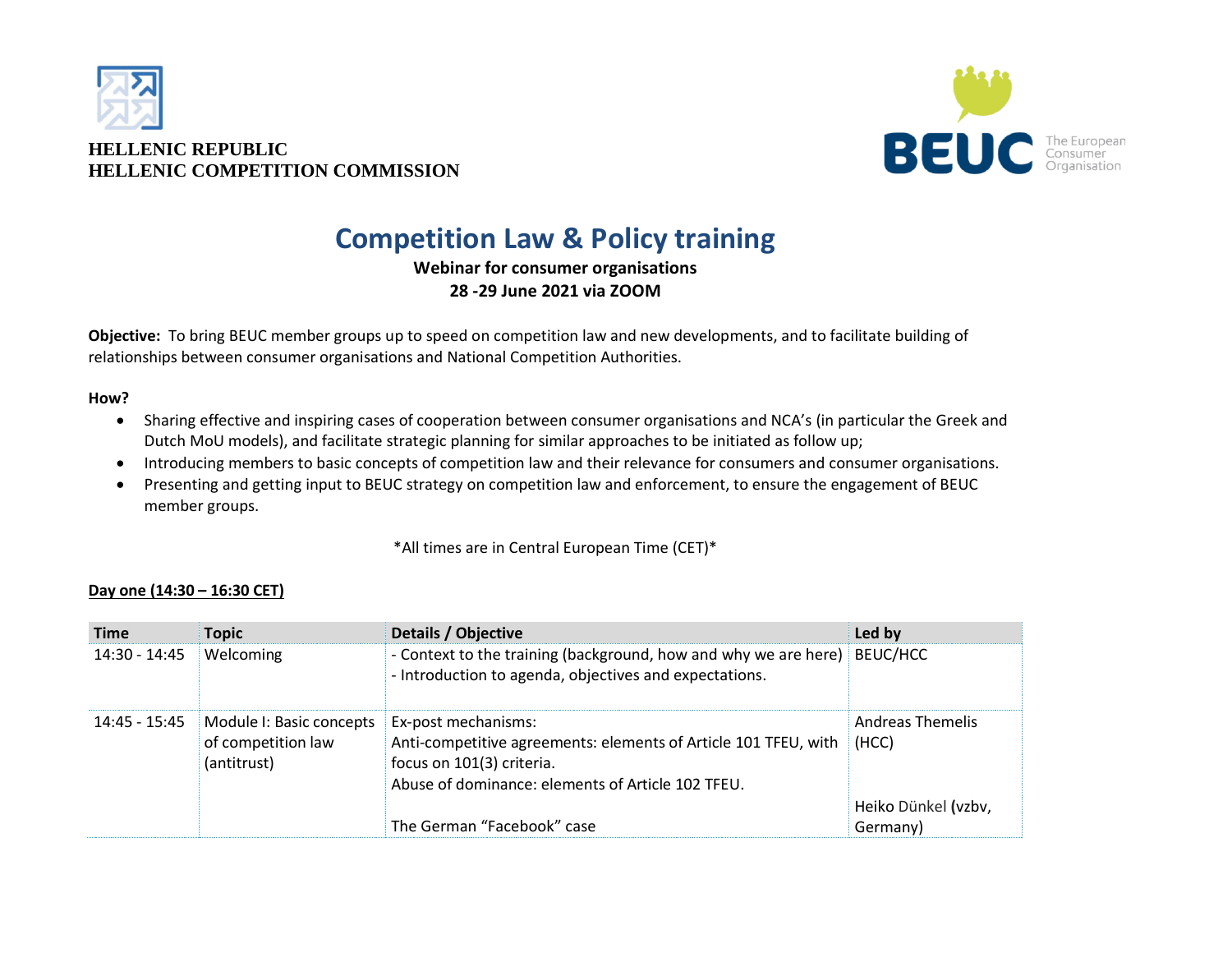HELLENIC REPUBLIC
HELLENIC COMPETITION COMMISSION

BEUC The European Consumer Organisation

# Competition Law & Policy training

**Webinar for consumer organisations**
**28 -29 June 2021 via ZOOM**

**Objective:** To bring BEUC member groups up to speed on competition law and new developments, and to facilitate building of relationships between consumer organisations and National Competition Authorities.

**How?**

- Sharing effective and inspiring cases of cooperation between consumer organisations and NCA's (in particular the Greek and Dutch MoU models), and facilitate strategic planning for similar approaches to be initiated as follow up;
- Introducing members to basic concepts of competition law and their relevance for consumers and consumer organisations.
- Presenting and getting input to BEUC strategy on competition law and enforcement, to ensure the engagement of BEUC member groups.

*All times are in Central European Time (CET)*

**Day one (14:30 – 16:30 CET)**

| Time | Topic | Details / Objective | Led by |
|---|---|---|---|
| 14:30 - 14:45 | Welcoming | - Context to the training (background, how and why we are here)<br>- Introduction to agenda, objectives and expectations. | BEUC/HCC |
| 14:45 - 15:45 | Module I: Basic concepts of competition law (antitrust) | Ex-post mechanisms:<br>Anti-competitive agreements: elements of Article 101 TFEU, with focus on 101(3) criteria.<br>Abuse of dominance: elements of Article 102 TFEU.<br><br>The German "Facebook" case | Andreas Themelis (HCC)<br><br>Heiko Dünkel (vzbv, Germany) |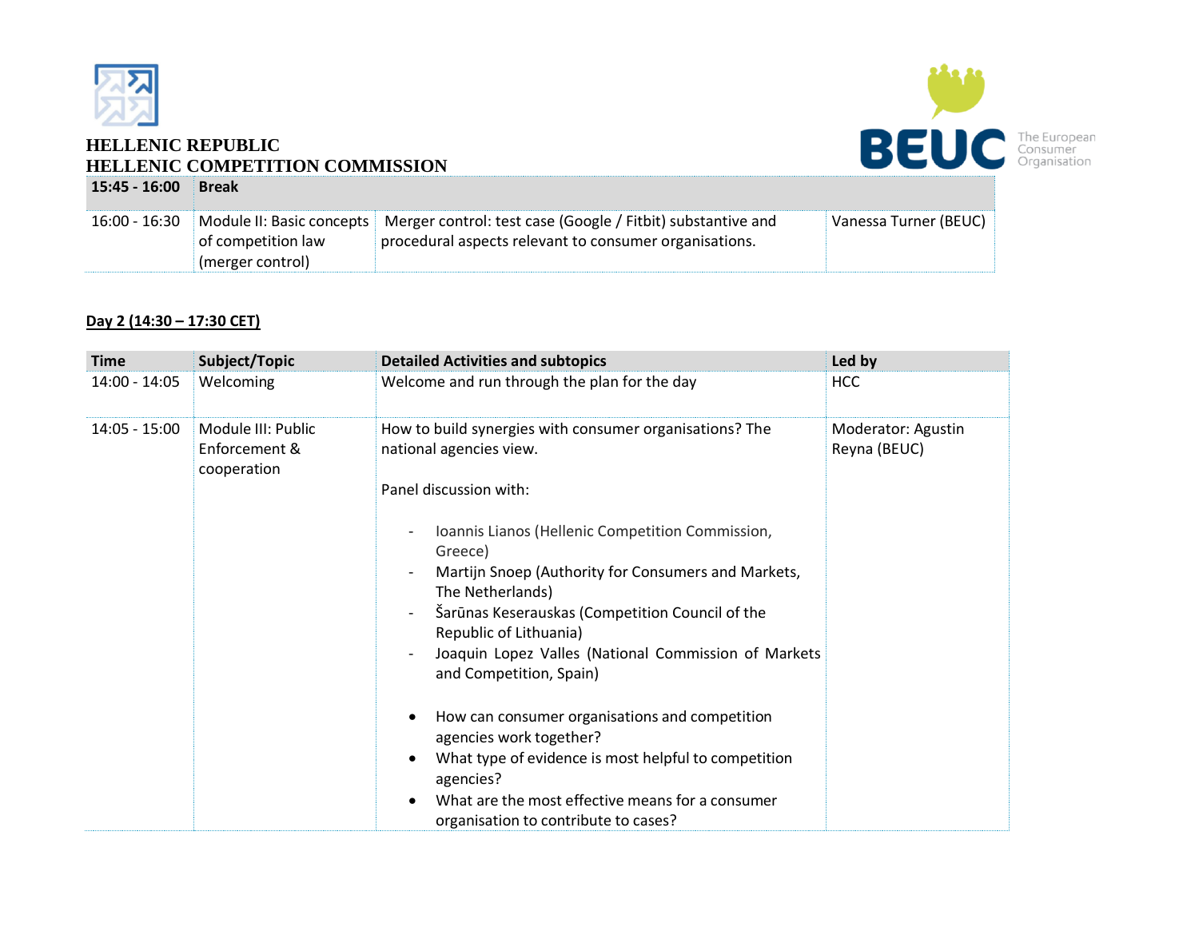HELLENIC REPUBLIC
HELLENIC COMPETITION COMMISSION

| | | | |
|---|---|---|---|
| **15:45 - 16:00** | **Break** | | |
| 16:00 - 16:30 | Module II: Basic concepts of competition law (merger control) | Merger control: test case (Google / Fitbit) substantive and procedural aspects relevant to consumer organisations. | Vanessa Turner (BEUC) |

**Day 2 (14:30 – 17:30 CET)**

| **Time** | **Subject/Topic** | **Detailed Activities and subtopics** | **Led by** |
|---|---|---|---|
| 14:00 - 14:05 | Welcoming | Welcome and run through the plan for the day | HCC |
| 14:05 - 15:00 | Module III: Public Enforcement & cooperation | How to build synergies with consumer organisations? The national agencies view.<br><br>Panel discussion with:<br><br>- Ioannis Lianos (Hellenic Competition Commission, Greece)<br>- Martijn Snoep (Authority for Consumers and Markets, The Netherlands)<br>- Šarūnas Keserauskas (Competition Council of the Republic of Lithuania)<br>- Joaquin Lopez Valles (National Commission of Markets and Competition, Spain)<br><br>• How can consumer organisations and competition agencies work together?<br>• What type of evidence is most helpful to competition agencies?<br>• What are the most effective means for a consumer organisation to contribute to cases? | Moderator: Agustin Reyna (BEUC) |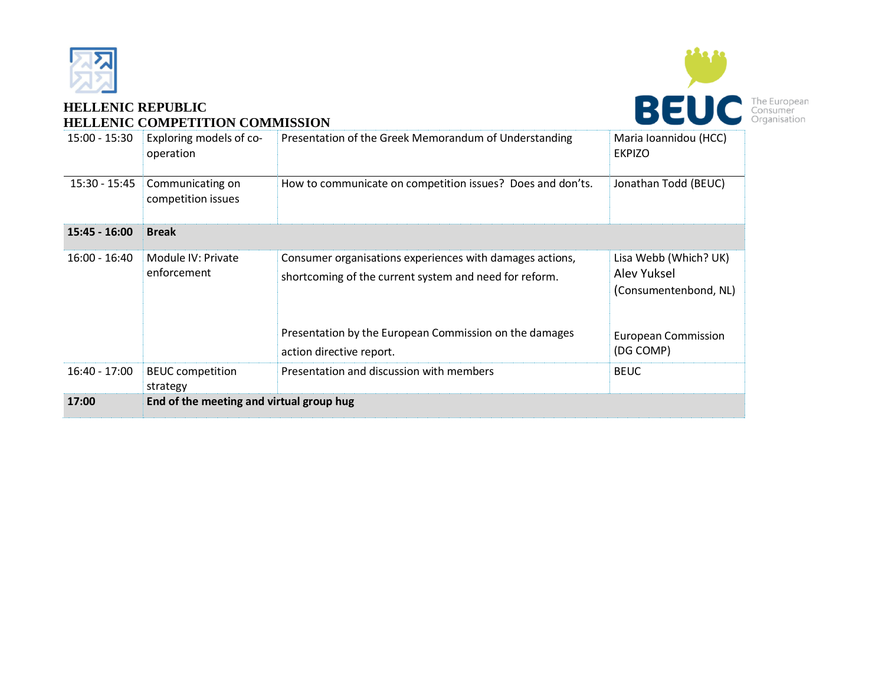HELLENIC REPUBLIC
HELLENIC COMPETITION COMMISSION

BEUC The European Consumer Organisation

| | | | |
|---|---|---|---|
| 15:00 - 15:30 | Exploring models of co-operation | Presentation of the Greek Memorandum of Understanding | Maria Ioannidou (HCC) EKPIZO |
| 15:30 - 15:45 | Communicating on competition issues | How to communicate on competition issues? Does and don'ts. | Jonathan Todd (BEUC) |
| **15:45 - 16:00** | **Break** | | |
| 16:00 - 16:40 | Module IV: Private enforcement | Consumer organisations experiences with damages actions, shortcoming of the current system and need for reform.<br><br>Presentation by the European Commission on the damages action directive report. | Lisa Webb (Which? UK) Alev Yuksel (Consumentenbond, NL)<br><br>European Commission (DG COMP) |
| 16:40 - 17:00 | BEUC competition strategy | Presentation and discussion with members | BEUC |
| **17:00** | **End of the meeting and virtual group hug** | | |